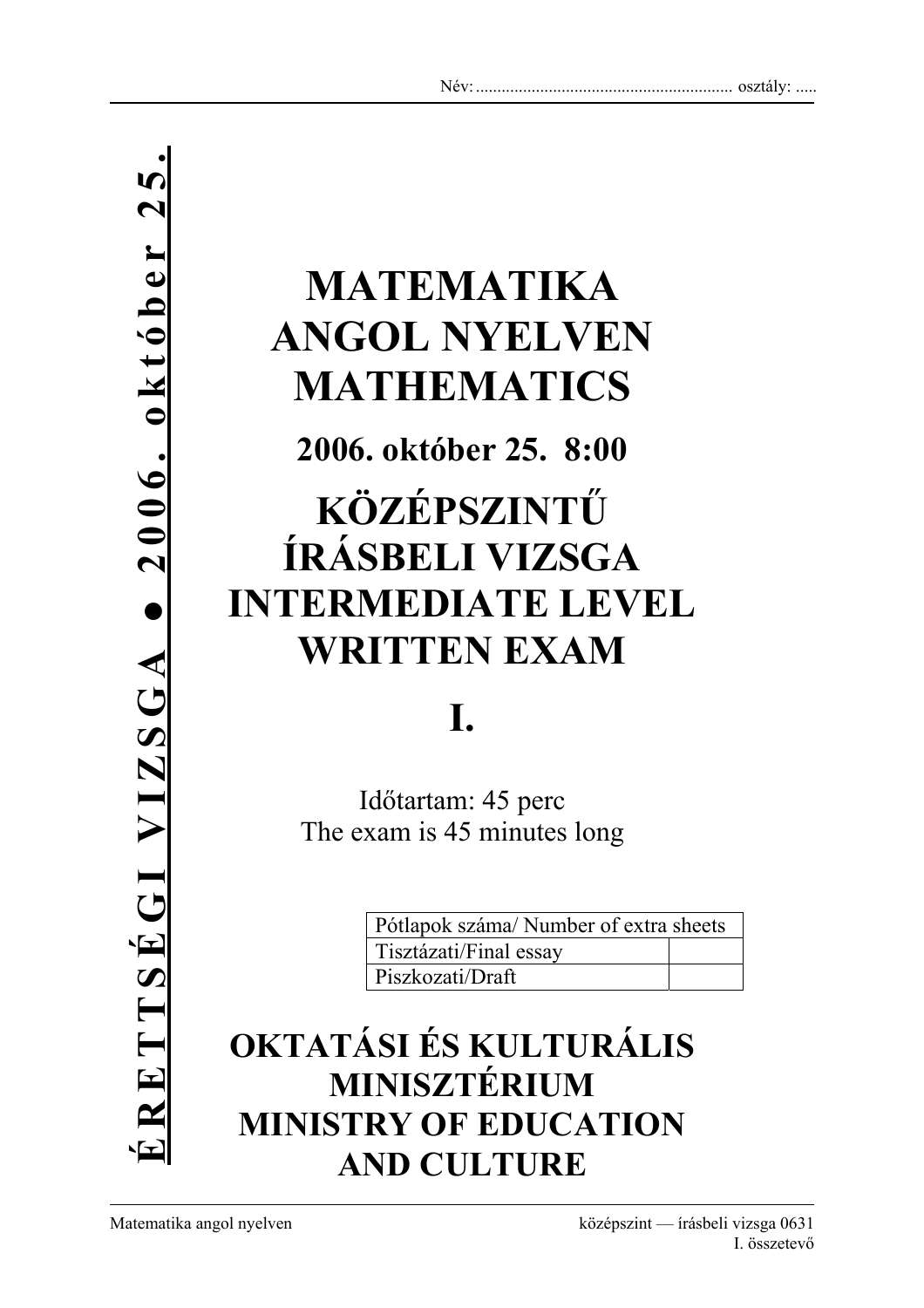Név: ........................................................... osztály: .....

**ÉRETTSÉGI VIZSGA ● 2006. október 25.**

# MATEMATIKA ANGOL NYELVEN MATHEMATICS

## 2006. október 25. 8:00

# KÖZÉPSZINTŰ ÍRÁSBELI VIZSGA INTERMEDIATE LEVEL WRITTEN EXAM

# I.

Időtartam: 45 perc
The exam is 45 minutes long

| Pótlapok száma/ Number of extra sheets | |
|---|---|
| Tisztázati/Final essay | |
| Piszkozati/Draft | |

# OKTATÁSI ÉS KULTURÁLIS MINISZTÉRIUM MINISTRY OF EDUCATION AND CULTURE

Matematika angol nyelven — középszint — írásbeli vizsga 0631, I. összetevő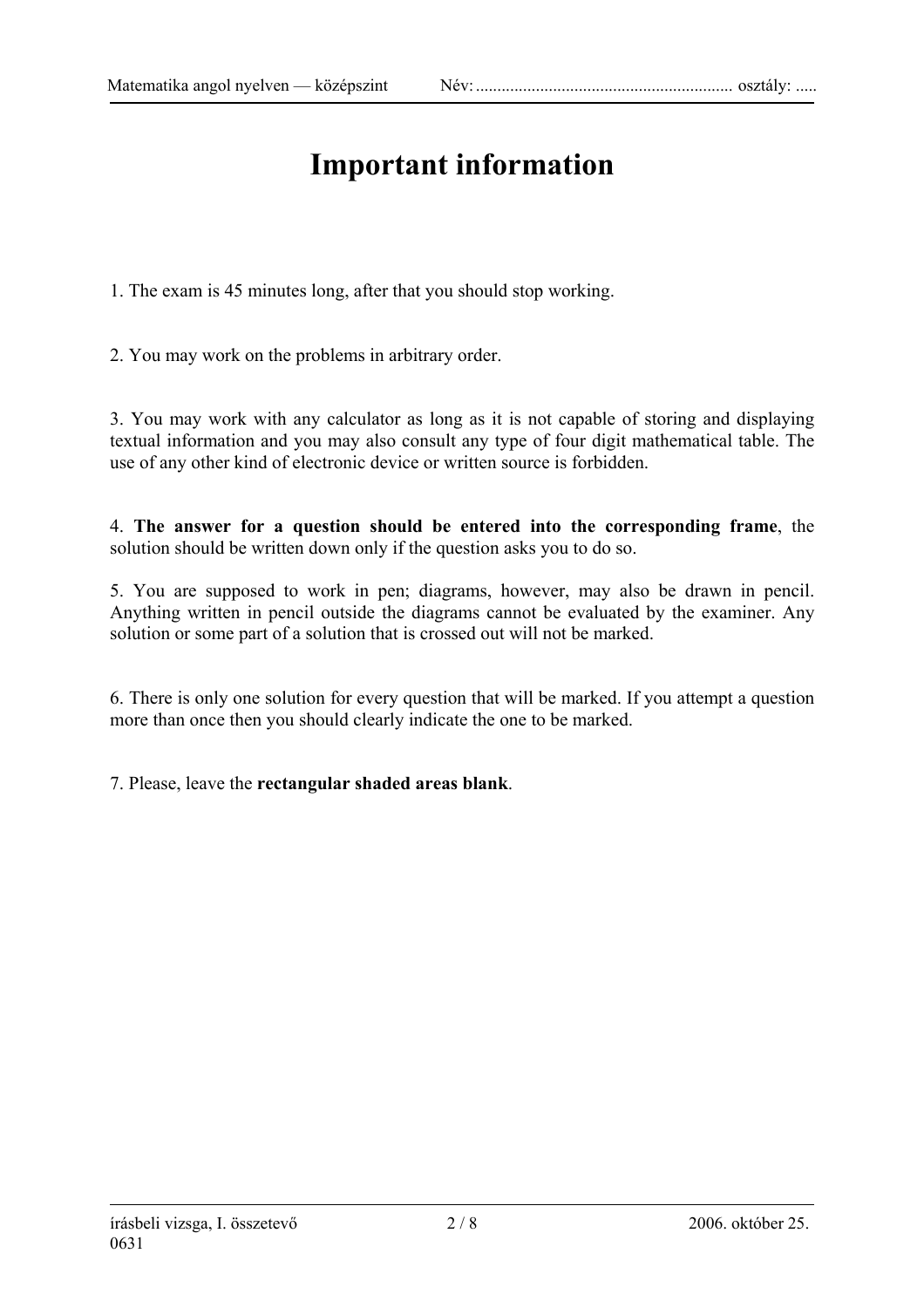# Important information

1. The exam is 45 minutes long, after that you should stop working.

2. You may work on the problems in arbitrary order.

3. You may work with any calculator as long as it is not capable of storing and displaying textual information and you may also consult any type of four digit mathematical table. The use of any other kind of electronic device or written source is forbidden.

4. **The answer for a question should be entered into the corresponding frame**, the solution should be written down only if the question asks you to do so.

5. You are supposed to work in pen; diagrams, however, may also be drawn in pencil. Anything written in pencil outside the diagrams cannot be evaluated by the examiner. Any solution or some part of a solution that is crossed out will not be marked.

6. There is only one solution for every question that will be marked. If you attempt a question more than once then you should clearly indicate the one to be marked.

7. Please, leave the **rectangular shaded areas blank**.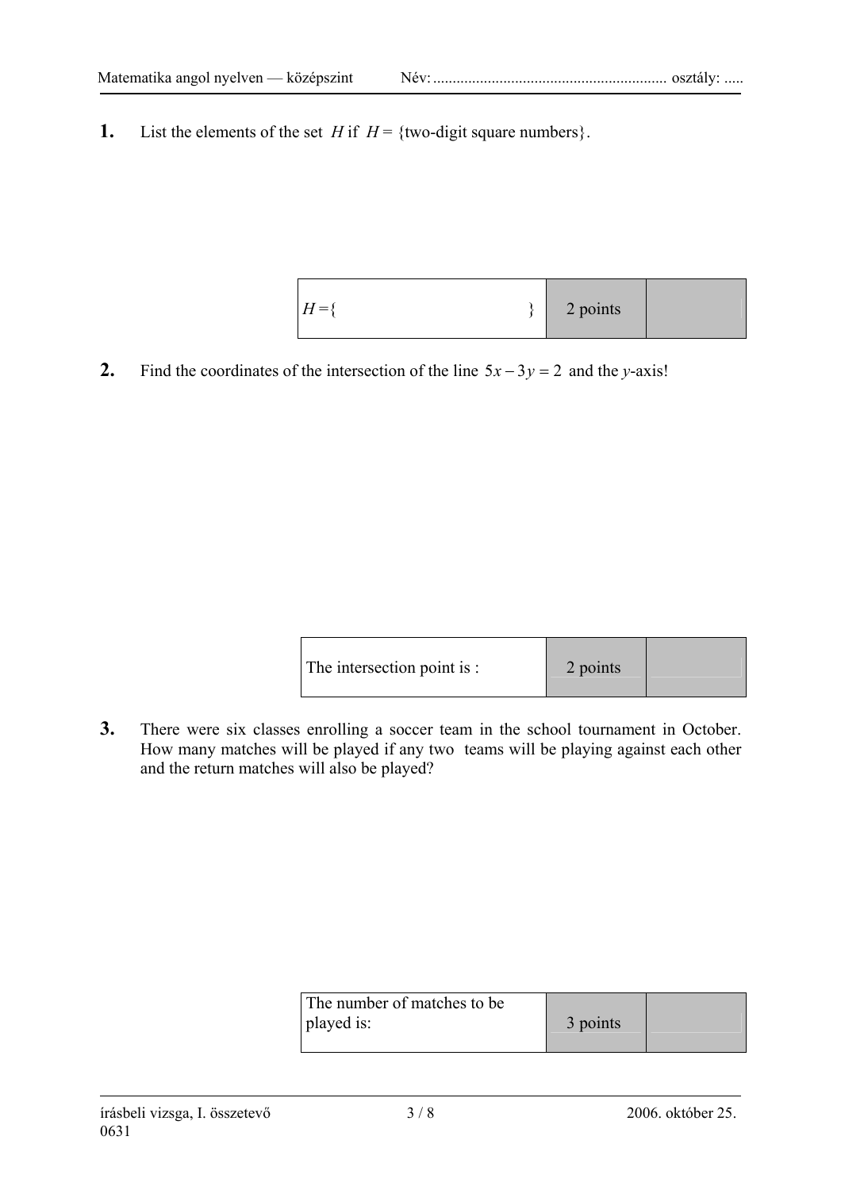**1.** List the elements of the set $H$ if $H$ = {two-digit square numbers}.

| $H$ ={ } | 2 points | |
|---|---|---|

**2.** Find the coordinates of the intersection of the line $5x - 3y = 2$ and the $y$-axis!

| The intersection point is : | 2 points | |
|---|---|---|

**3.** There were six classes enrolling a soccer team in the school tournament in October. How many matches will be played if any two teams will be playing against each other and the return matches will also be played?

| The number of matches to be played is: | 3 points | |
|---|---|---|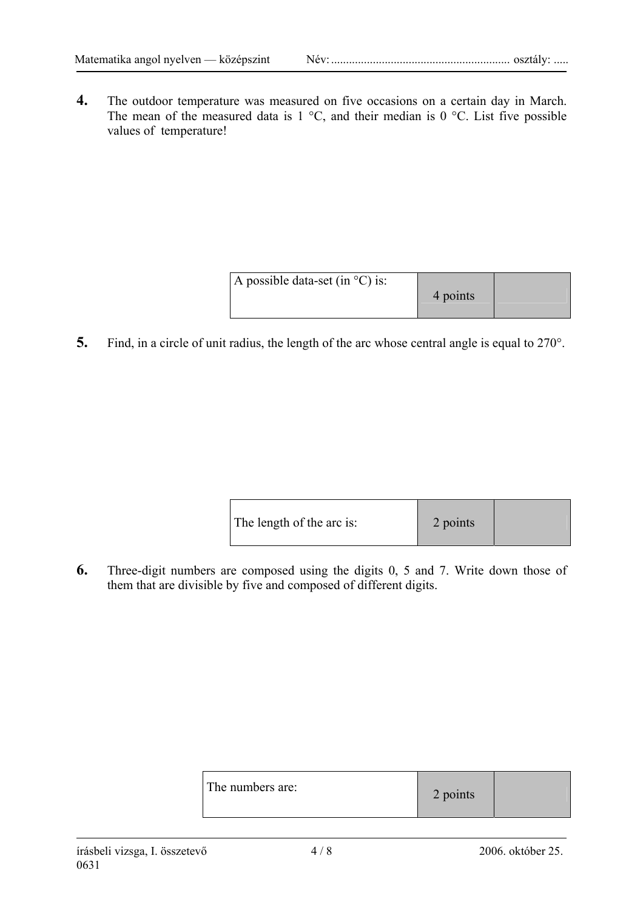**4.** The outdoor temperature was measured on five occasions on a certain day in March. The mean of the measured data is 1 °C, and their median is 0 °C. List five possible values of temperature!

| A possible data-set (in °C) is: | 4 points | |
|---|---|---|

**5.** Find, in a circle of unit radius, the length of the arc whose central angle is equal to 270°.

| The length of the arc is: | 2 points | |
|---|---|---|

**6.** Three-digit numbers are composed using the digits 0, 5 and 7. Write down those of them that are divisible by five and composed of different digits.

| The numbers are: | 2 points | |
|---|---|---|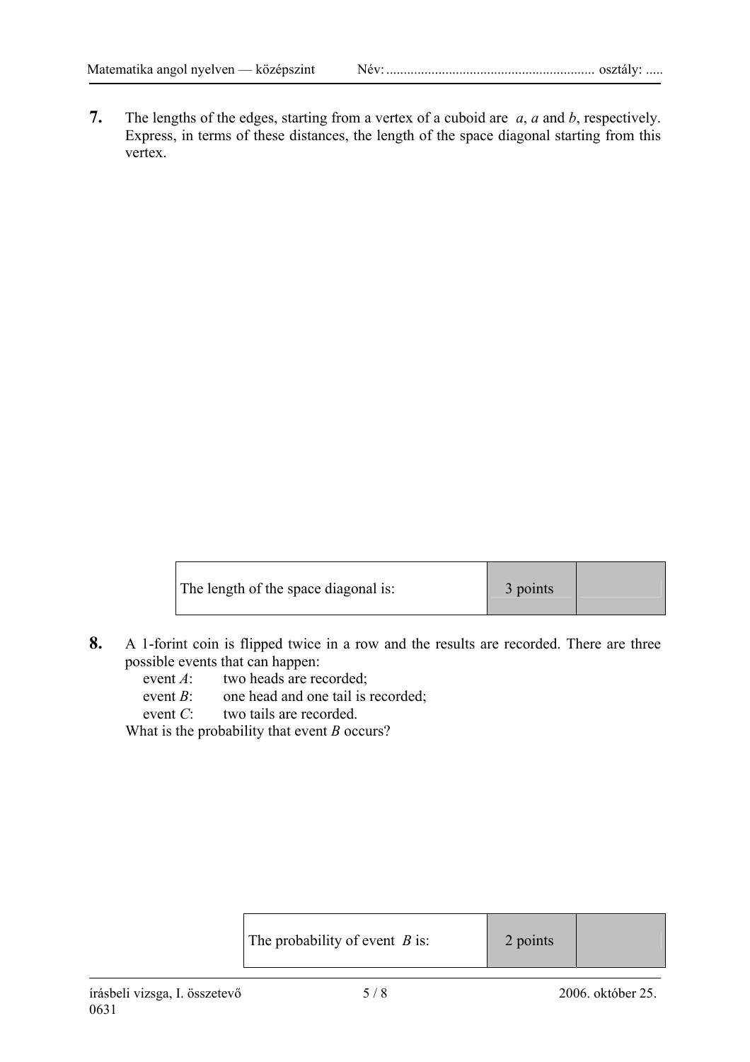**7.** The lengths of the edges, starting from a vertex of a cuboid are $a$, $a$ and $b$, respectively. Express, in terms of these distances, the length of the space diagonal starting from this vertex.

| The length of the space diagonal is: | 3 points | |
|---|---|---|

**8.** A 1-forint coin is flipped twice in a row and the results are recorded. There are three possible events that can happen:

event $A$: two heads are recorded;
event $B$: one head and one tail is recorded;
event $C$: two tails are recorded.

What is the probability that event $B$ occurs?

| The probability of event $B$ is: | 2 points | |
|---|---|---|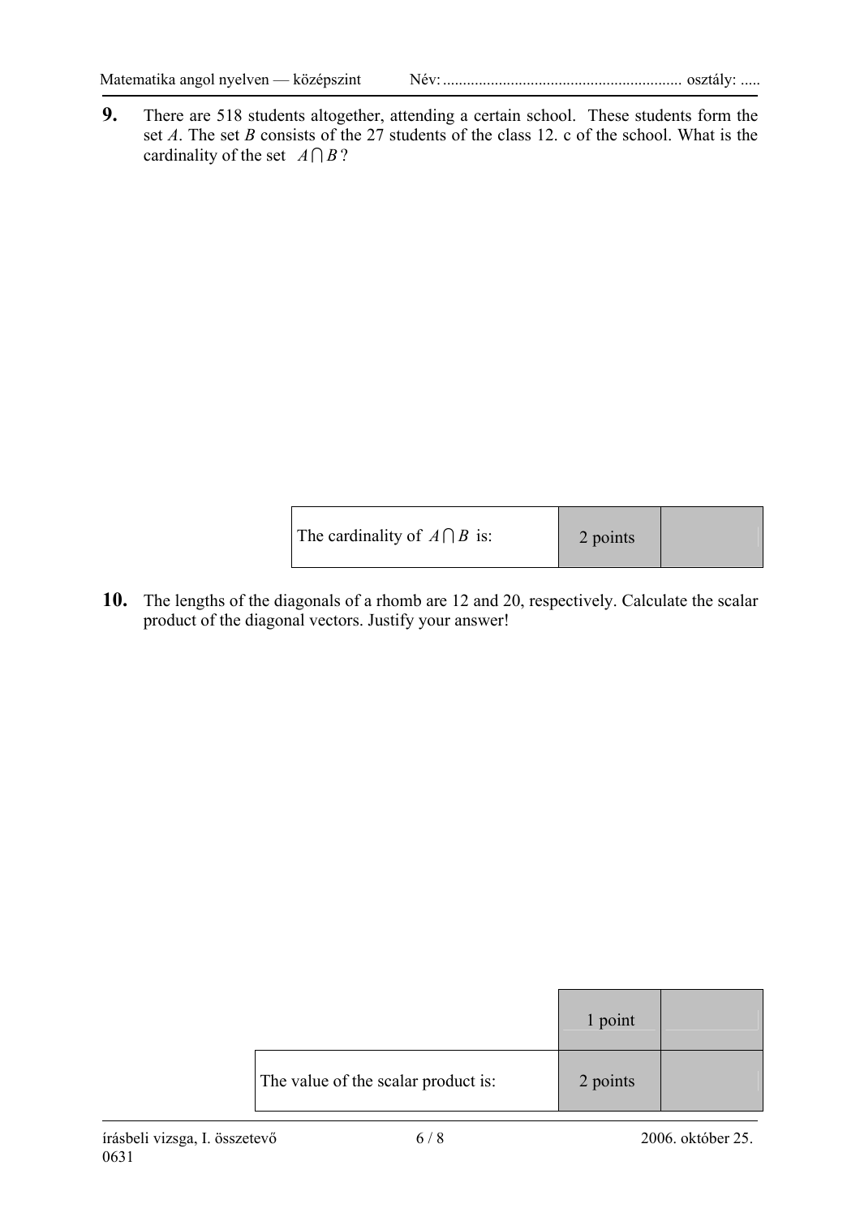**9.** There are 518 students altogether, attending a certain school. These students form the set $A$. The set $B$ consists of the 27 students of the class 12. c of the school. What is the cardinality of the set $A \cap B$?

| The cardinality of $A \cap B$ is: | 2 points | |
|---|---|---|

**10.** The lengths of the diagonals of a rhomb are 12 and 20, respectively. Calculate the scalar product of the diagonal vectors. Justify your answer!

| | 1 point | |
|---|---|---|
| The value of the scalar product is: | 2 points | |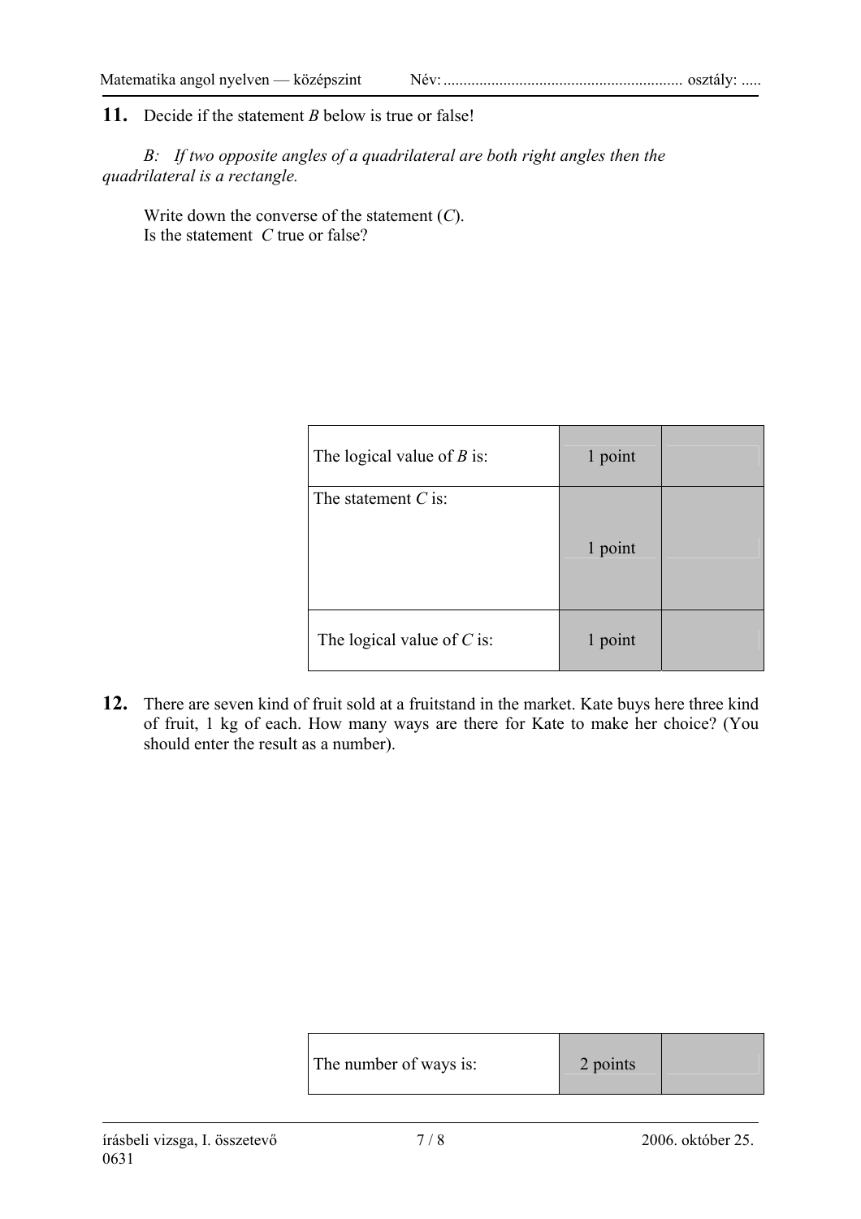**11.** Decide if the statement *B* below is true or false!

*B: If two opposite angles of a quadrilateral are both right angles then the quadrilateral is a rectangle.*

Write down the converse of the statement (*C*).
Is the statement *C* true or false?

| | | |
|---|---|---|
| The logical value of *B* is: | 1 point | |
| The statement *C* is: | 1 point | |
| The logical value of *C* is: | 1 point | |

**12.** There are seven kind of fruit sold at a fruitstand in the market. Kate buys here three kind of fruit, 1 kg of each. How many ways are there for Kate to make her choice? (You should enter the result as a number).

| | | |
|---|---|---|
| The number of ways is: | 2 points | |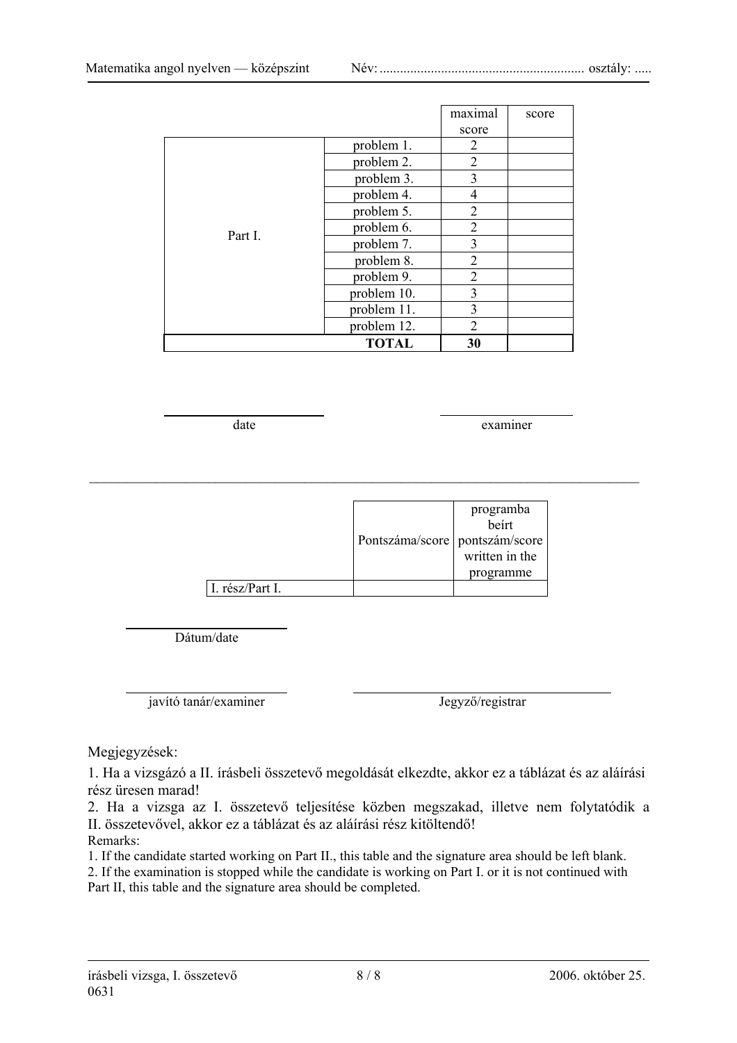| | | maximal score | score |
|---|---|---|---|
| Part I. | problem 1. | 2 | |
| | problem 2. | 2 | |
| | problem 3. | 3 | |
| | problem 4. | 4 | |
| | problem 5. | 2 | |
| | problem 6. | 2 | |
| | problem 7. | 3 | |
| | problem 8. | 2 | |
| | problem 9. | 2 | |
| | problem 10. | 3 | |
| | problem 11. | 3 | |
| | problem 12. | 2 | |
| | **TOTAL** | **30** | |

date　　　　　　　　examiner

---

| | Pontszáma/score | programba beírt pontszám/score written in the programme |
|---|---|---|
| I. rész/Part I. | | |

Dátum/date

javító tanár/examiner　　　　　　　　Jegyző/registrar

Megjegyzések:

1. Ha a vizsgázó a II. írásbeli összetevő megoldását elkezdte, akkor ez a táblázat és az aláírási rész üresen marad!
2. Ha a vizsga az I. összetevő teljesítése közben megszakad, illetve nem folytatódik a II. összetevővel, akkor ez a táblázat és az aláírási rész kitöltendő!

Remarks:

1. If the candidate started working on Part II., this table and the signature area should be left blank.
2. If the examination is stopped while the candidate is working on Part I. or it is not continued with Part II, this table and the signature area should be completed.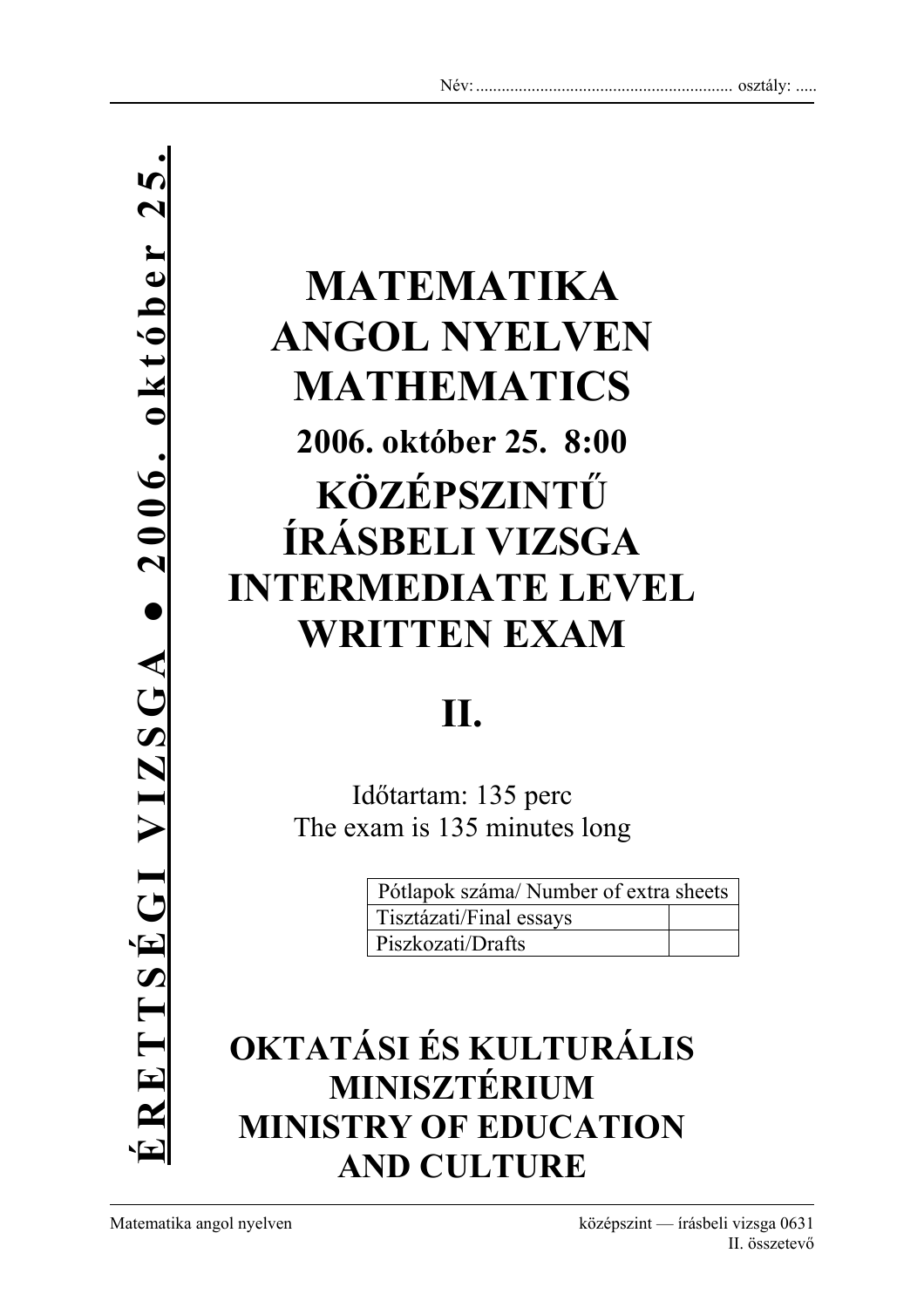Név: ........................................................... osztály: .....

**ÉRETTSÉGI VIZSGA • 2006. október 25.**

# MATEMATIKA ANGOL NYELVEN MATHEMATICS

## 2006. október 25. 8:00

# KÖZÉPSZINTŰ ÍRÁSBELI VIZSGA INTERMEDIATE LEVEL WRITTEN EXAM

# II.

Időtartam: 135 perc
The exam is 135 minutes long

| Pótlapok száma/ Number of extra sheets | |
|---|---|
| Tisztázati/Final essays | |
| Piszkozati/Drafts | |

# OKTATÁSI ÉS KULTURÁLIS MINISZTÉRIUM MINISTRY OF EDUCATION AND CULTURE

Matematika angol nyelven — középszint — írásbeli vizsga 0631, II. összetevő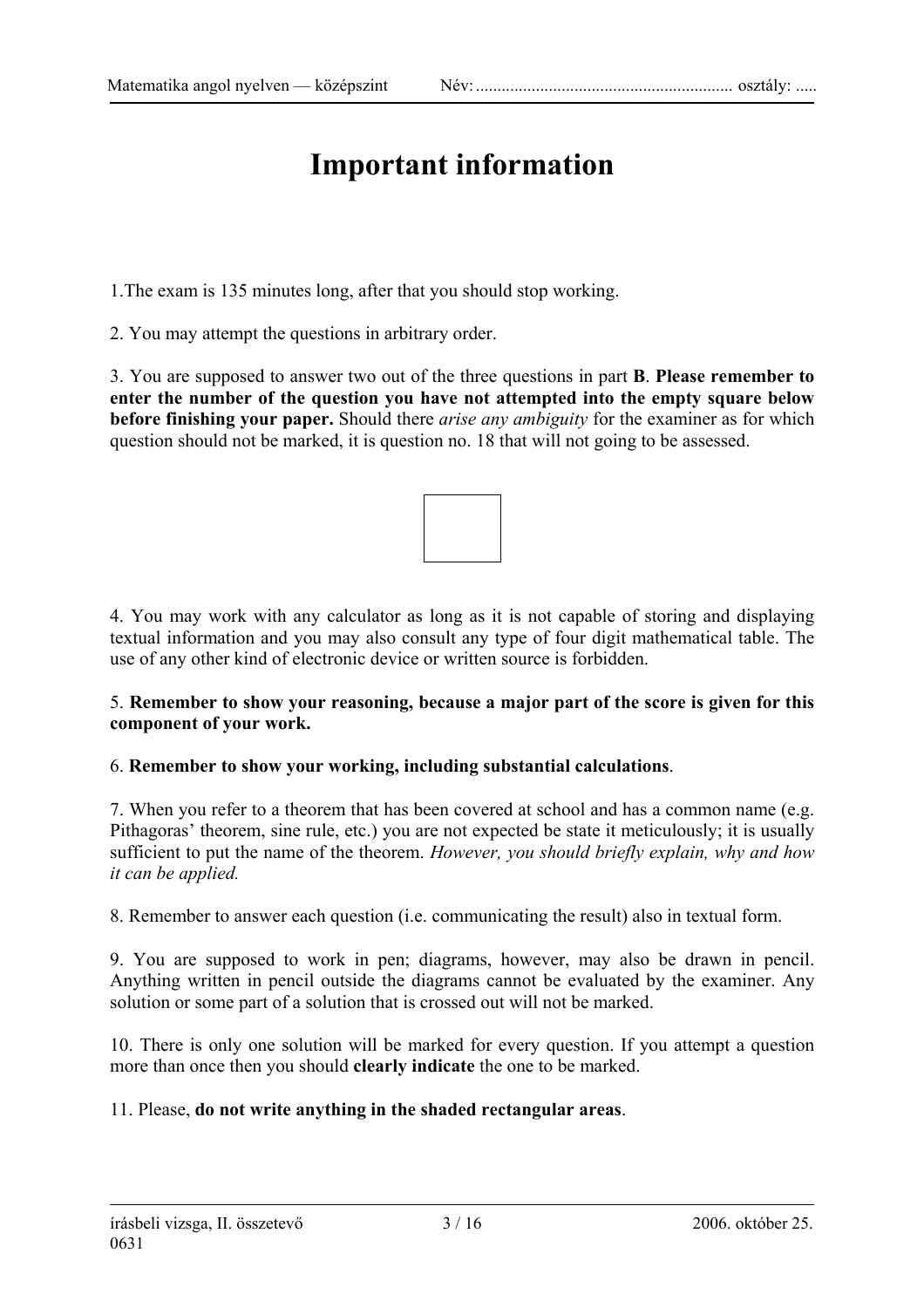# Important information

1.The exam is 135 minutes long, after that you should stop working.

2. You may attempt the questions in arbitrary order.

3. You are supposed to answer two out of the three questions in part **B**. **Please remember to enter the number of the question you have not attempted into the empty square below before finishing your paper.** Should there *arise any ambiguity* for the examiner as for which question should not be marked, it is question no. 18 that will not going to be assessed.

| |
|---|
| |

4. You may work with any calculator as long as it is not capable of storing and displaying textual information and you may also consult any type of four digit mathematical table. The use of any other kind of electronic device or written source is forbidden.

5. **Remember to show your reasoning, because a major part of the score is given for this component of your work.**

6. **Remember to show your working, including substantial calculations**.

7. When you refer to a theorem that has been covered at school and has a common name (e.g. Pithagoras' theorem, sine rule, etc.) you are not expected be state it meticulously; it is usually sufficient to put the name of the theorem. *However, you should briefly explain, why and how it can be applied.*

8. Remember to answer each question (i.e. communicating the result) also in textual form.

9. You are supposed to work in pen; diagrams, however, may also be drawn in pencil. Anything written in pencil outside the diagrams cannot be evaluated by the examiner. Any solution or some part of a solution that is crossed out will not be marked.

10. There is only one solution will be marked for every question. If you attempt a question more than once then you should **clearly indicate** the one to be marked.

11. Please, **do not write anything in the shaded rectangular areas**.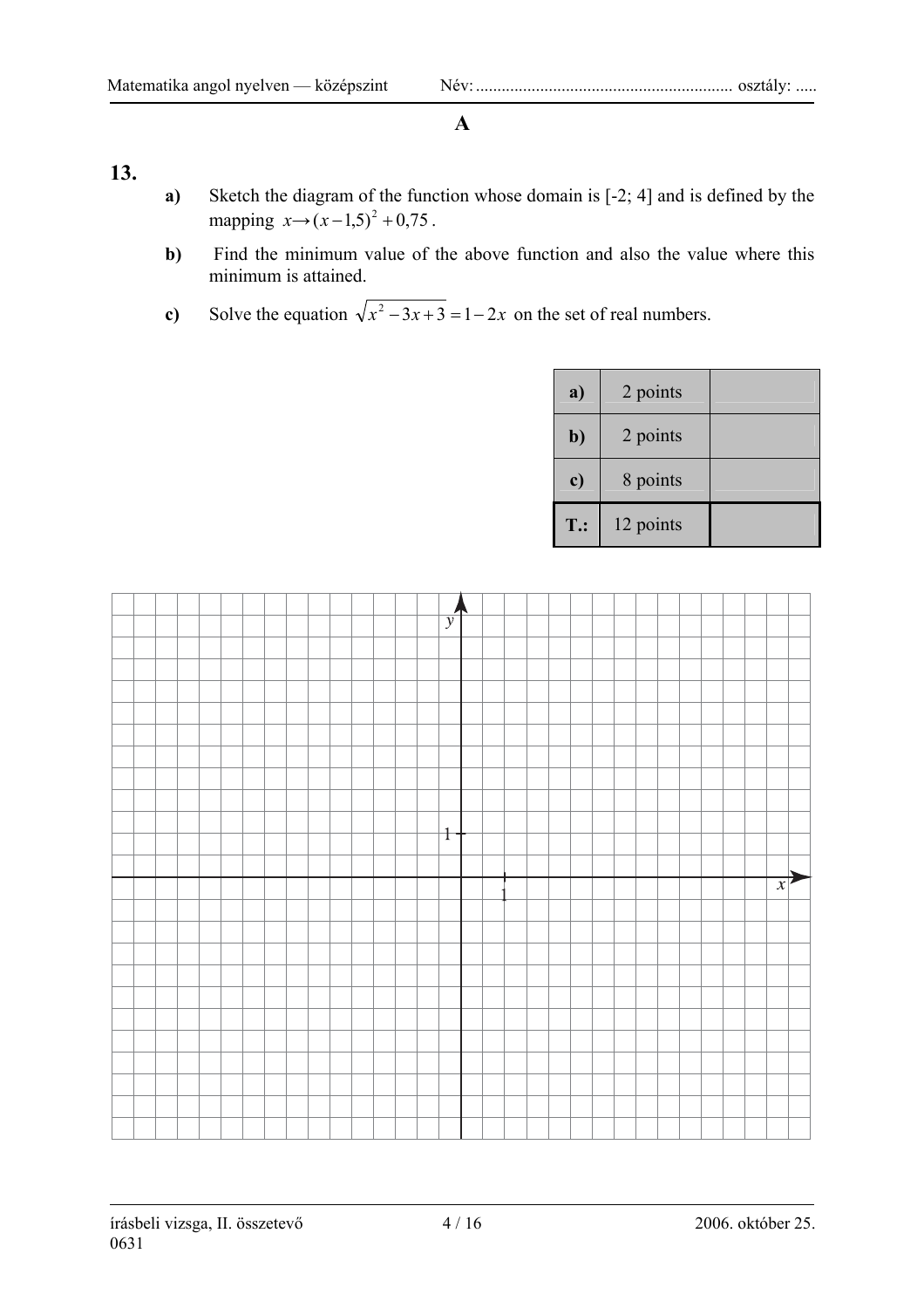**A**

## 13.

**a)** Sketch the diagram of the function whose domain is [-2; 4] and is defined by the mapping $x \to (x-1{,}5)^2 + 0{,}75$.

**b)** Find the minimum value of the above function and also the value where this minimum is attained.

**c)** Solve the equation $\sqrt{x^2 - 3x + 3} = 1 - 2x$ on the set of real numbers.

| | | |
|---|---|---|
| **a)** | 2 points | |
| **b)** | 2 points | |
| **c)** | 8 points | |
| **T.:** | 12 points | |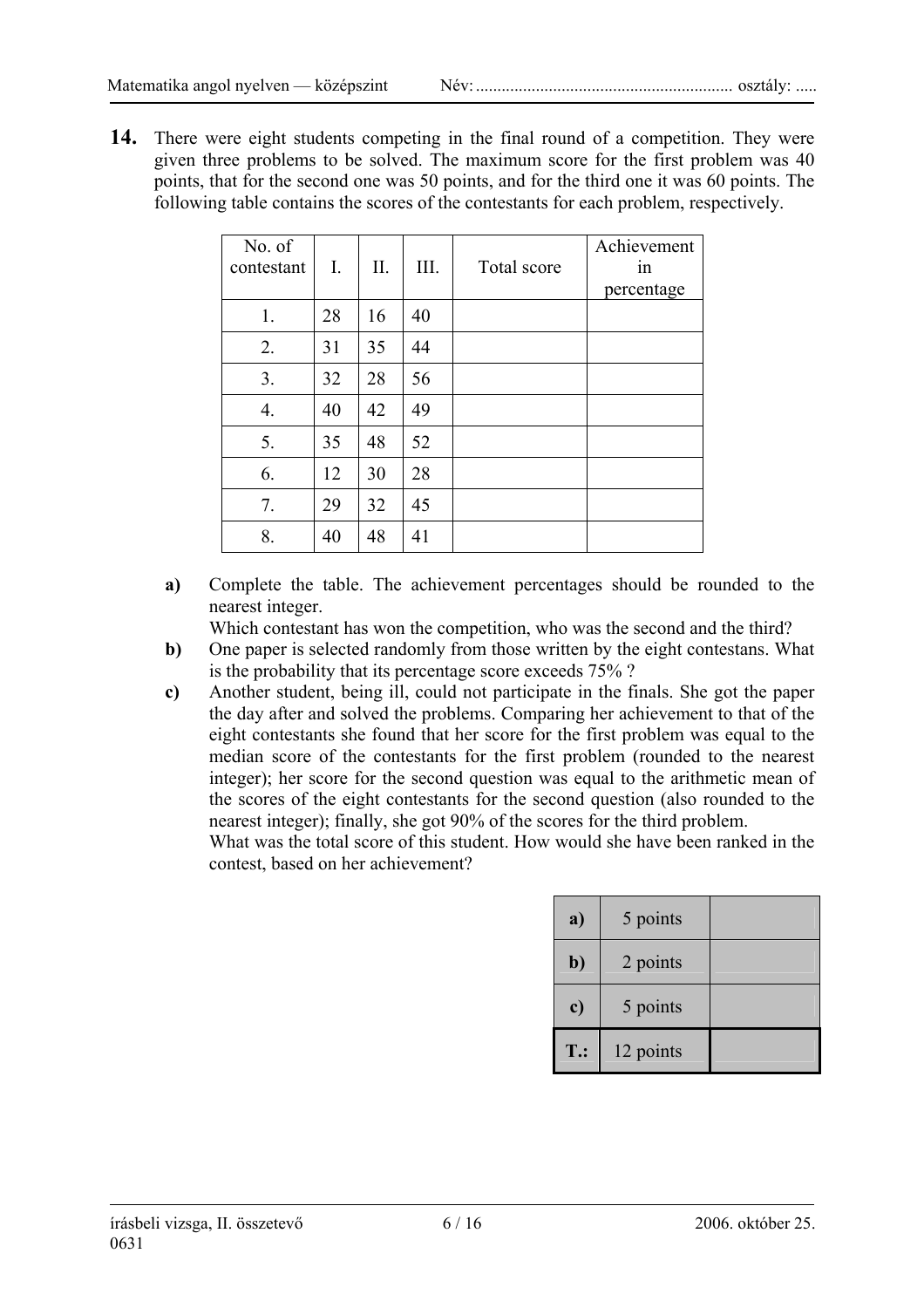**14.** There were eight students competing in the final round of a competition. They were given three problems to be solved. The maximum score for the first problem was 40 points, that for the second one was 50 points, and for the third one it was 60 points. The following table contains the scores of the contestants for each problem, respectively.

| No. of contestant | I. | II. | III. | Total score | Achievement in percentage |
|---|---|---|---|---|---|
| 1. | 28 | 16 | 40 | | |
| 2. | 31 | 35 | 44 | | |
| 3. | 32 | 28 | 56 | | |
| 4. | 40 | 42 | 49 | | |
| 5. | 35 | 48 | 52 | | |
| 6. | 12 | 30 | 28 | | |
| 7. | 29 | 32 | 45 | | |
| 8. | 40 | 48 | 41 | | |

**a)** Complete the table. The achievement percentages should be rounded to the nearest integer.
Which contestant has won the competition, who was the second and the third?

**b)** One paper is selected randomly from those written by the eight contestans. What is the probability that its percentage score exceeds 75% ?

**c)** Another student, being ill, could not participate in the finals. She got the paper the day after and solved the problems. Comparing her achievement to that of the eight contestants she found that her score for the first problem was equal to the median score of the contestants for the first problem (rounded to the nearest integer); her score for the second question was equal to the arithmetic mean of the scores of the eight contestants for the second question (also rounded to the nearest integer); finally, she got 90% of the scores for the third problem.
What was the total score of this student. How would she have been ranked in the contest, based on her achievement?

| | | |
|---|---|---|
| **a)** | 5 points | |
| **b)** | 2 points | |
| **c)** | 5 points | |
| **T.:** | 12 points | |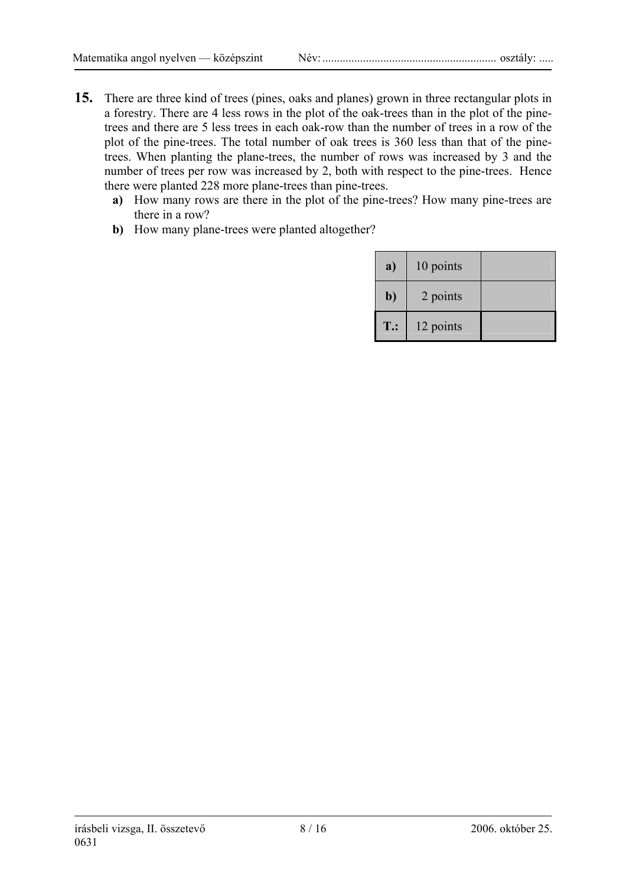**15.** There are three kind of trees (pines, oaks and planes) grown in three rectangular plots in a forestry. There are 4 less rows in the plot of the oak-trees than in the plot of the pine-trees and there are 5 less trees in each oak-row than the number of trees in a row of the plot of the pine-trees. The total number of oak trees is 360 less than that of the pine-trees. When planting the plane-trees, the number of rows was increased by 3 and the number of trees per row was increased by 2, both with respect to the pine-trees. Hence there were planted 228 more plane-trees than pine-trees.

**a)** How many rows are there in the plot of the pine-trees? How many pine-trees are there in a row?

**b)** How many plane-trees were planted altogether?

| | | |
|---|---|---|
| **a)** | 10 points | |
| **b)** | 2 points | |
| **T.:** | 12 points | |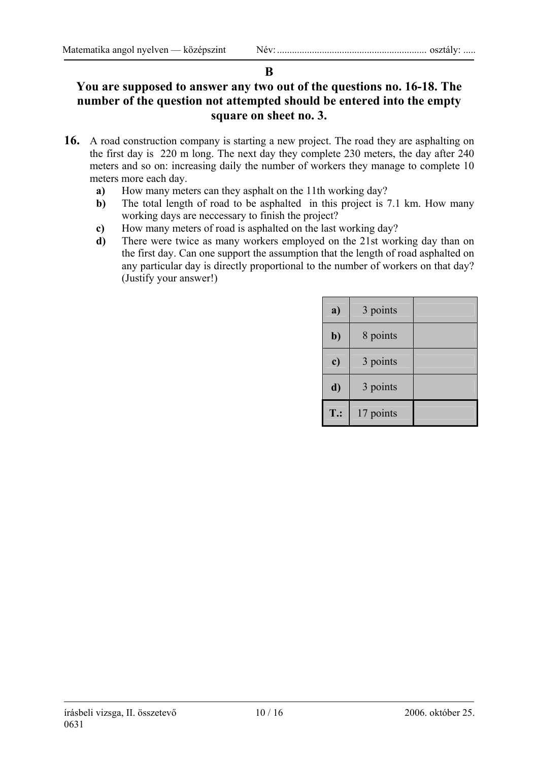**B**

**You are supposed to answer any two out of the questions no. 16-18. The number of the question not attempted should be entered into the empty square on sheet no. 3.**

**16.** A road construction company is starting a new project. The road they are asphalting on the first day is 220 m long. The next day they complete 230 meters, the day after 240 meters and so on: increasing daily the number of workers they manage to complete 10 meters more each day.

**a)** How many meters can they asphalt on the 11th working day?

**b)** The total length of road to be asphalted in this project is 7.1 km. How many working days are neccessary to finish the project?

**c)** How many meters of road is asphalted on the last working day?

**d)** There were twice as many workers employed on the 21st working day than on the first day. Can one support the assumption that the length of road asphalted on any particular day is directly proportional to the number of workers on that day? (Justify your answer!)

| | | |
|---|---|---|
| **a)** | 3 points | |
| **b)** | 8 points | |
| **c)** | 3 points | |
| **d)** | 3 points | |
| **T.:** | 17 points | |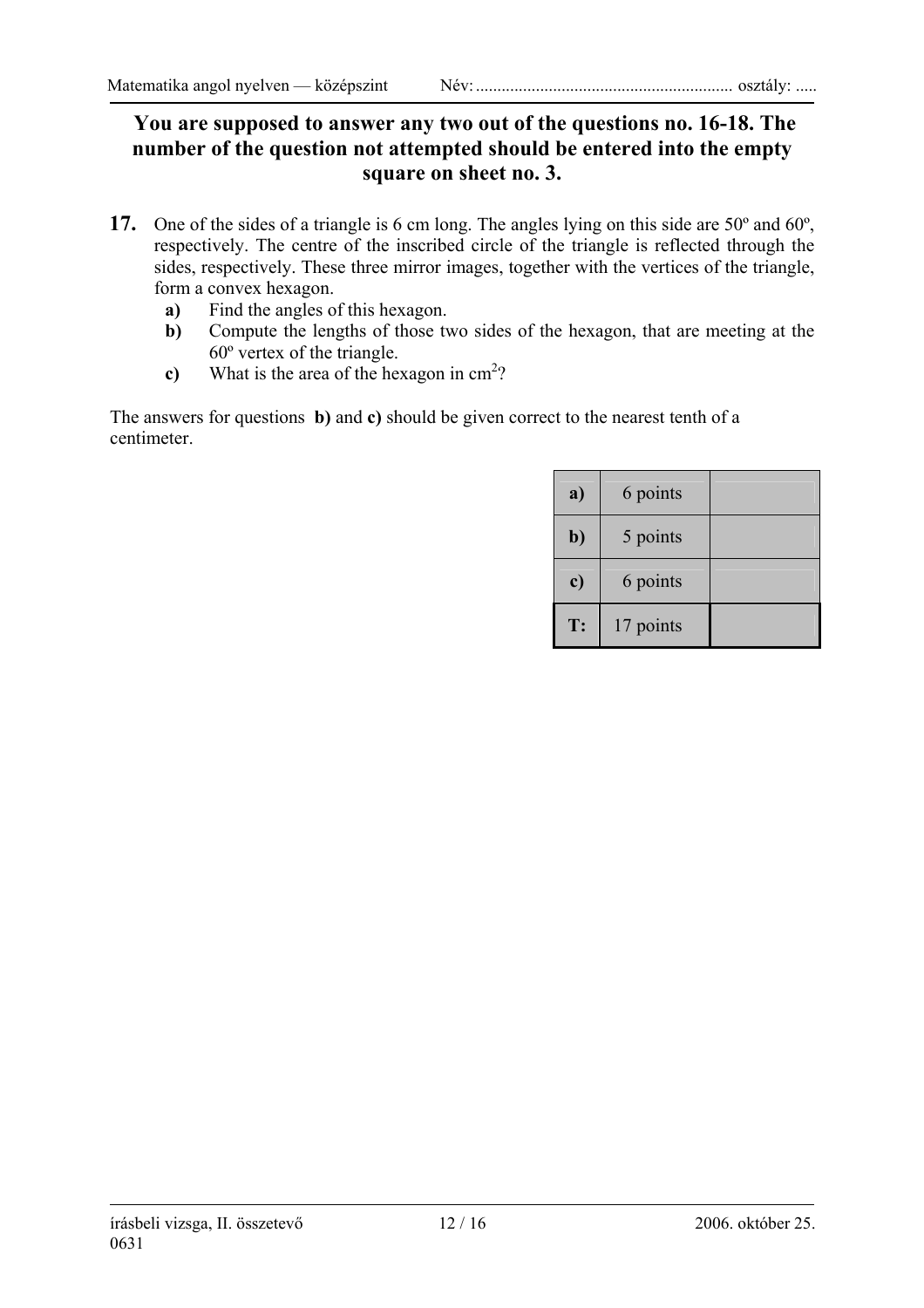**You are supposed to answer any two out of the questions no. 16-18. The number of the question not attempted should be entered into the empty square on sheet no. 3.**

**17.** One of the sides of a triangle is 6 cm long. The angles lying on this side are 50º and 60º, respectively. The centre of the inscribed circle of the triangle is reflected through the sides, respectively. These three mirror images, together with the vertices of the triangle, form a convex hexagon.

**a)** Find the angles of this hexagon.

**b)** Compute the lengths of those two sides of the hexagon, that are meeting at the 60º vertex of the triangle.

**c)** What is the area of the hexagon in $cm^2$?

The answers for questions **b)** and **c)** should be given correct to the nearest tenth of a centimeter.

| | | |
|---|---|---|
| **a)** | 6 points | |
| **b)** | 5 points | |
| **c)** | 6 points | |
| **T:** | 17 points | |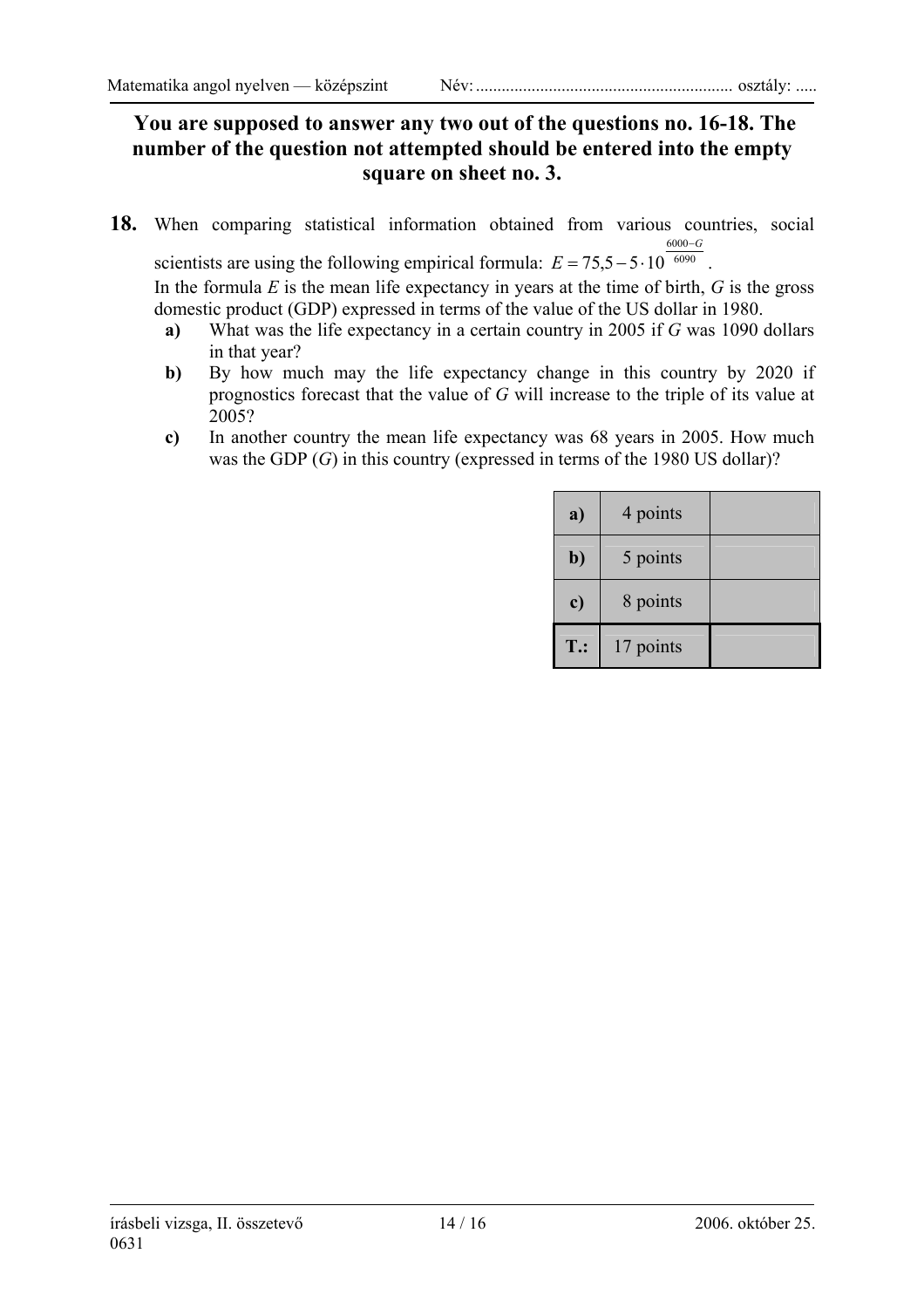**You are supposed to answer any two out of the questions no. 16-18. The number of the question not attempted should be entered into the empty square on sheet no. 3.**

**18.** When comparing statistical information obtained from various countries, social scientists are using the following empirical formula: $E = 75{,}5 - 5 \cdot 10^{\frac{6000-G}{6090}}$.

In the formula $E$ is the mean life expectancy in years at the time of birth, $G$ is the gross domestic product (GDP) expressed in terms of the value of the US dollar in 1980.

**a)** What was the life expectancy in a certain country in 2005 if $G$ was 1090 dollars in that year?

**b)** By how much may the life expectancy change in this country by 2020 if prognostics forecast that the value of $G$ will increase to the triple of its value at 2005?

**c)** In another country the mean life expectancy was 68 years in 2005. How much was the GDP ($G$) in this country (expressed in terms of the 1980 US dollar)?

| | | |
|---|---|---|
| **a)** | 4 points | |
| **b)** | 5 points | |
| **c)** | 8 points | |
| **T.:** | 17 points | |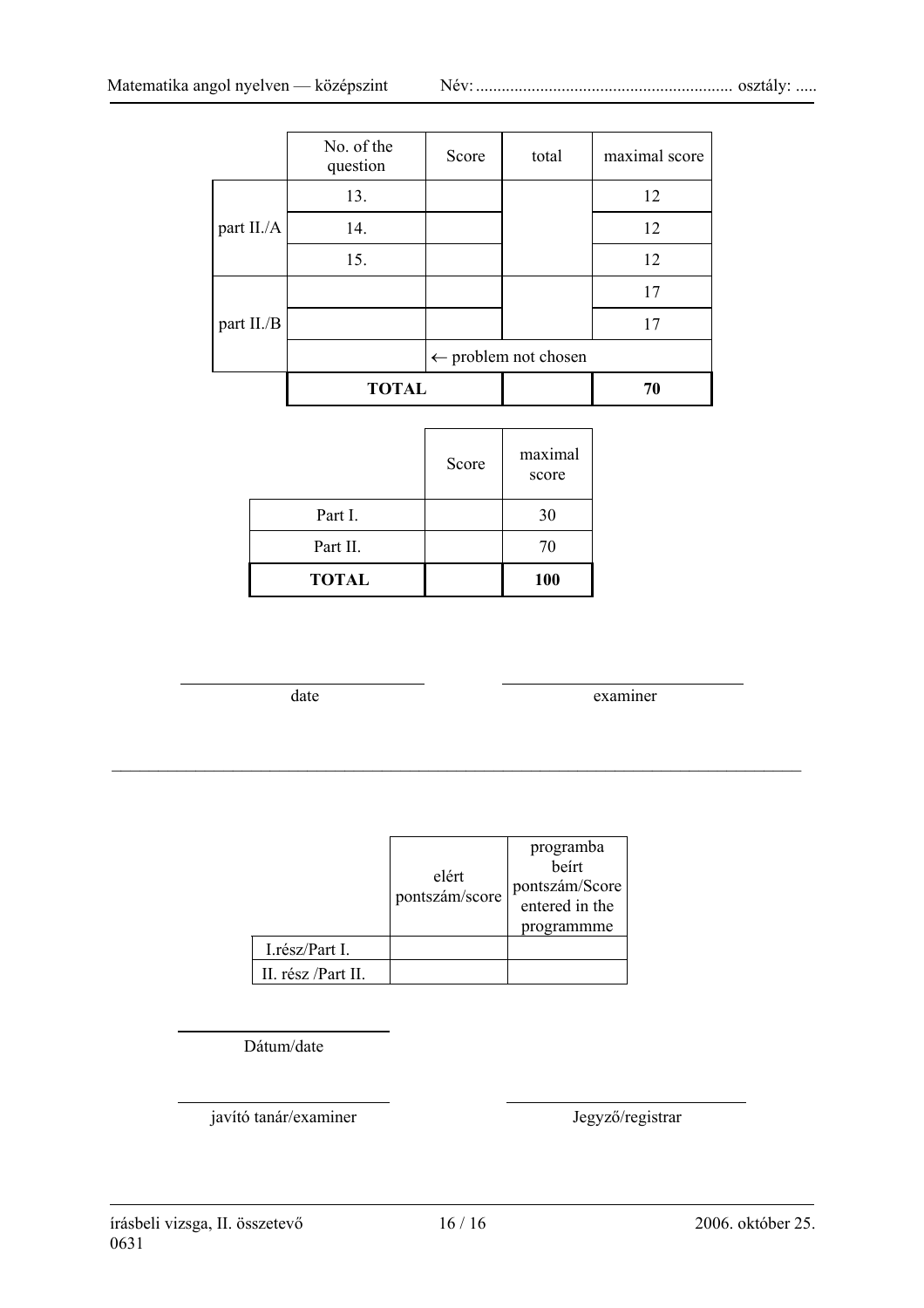| | No. of the question | Score | total | maximal score |
|---|---|---|---|---|
| part II./A | 13. | | | 12 |
| | 14. | | | 12 |
| | 15. | | | 12 |
| part II./B | | | | 17 |
| | | | | 17 |
| | | ← problem not chosen | | |
| | **TOTAL** | | | **70** |

| | Score | maximal score |
|---|---|---|
| Part I. | | 30 |
| Part II. | | 70 |
| **TOTAL** | | **100** |

date

examiner

---

| | elért pontszám/score | programba beírt pontszám/Score entered in the programmme |
|---|---|---|
| I.rész/Part I. | | |
| II. rész /Part II. | | |

Dátum/date

javító tanár/examiner

Jegyző/registrar